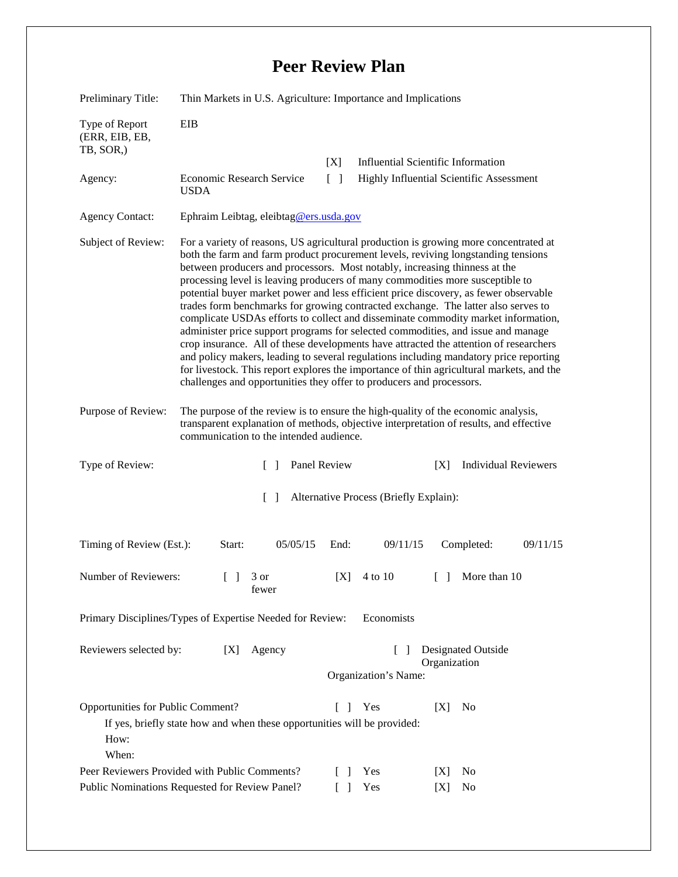# Peer Review Plan

| | |
|---|---|
| Preliminary Title: | Thin Markets in U.S. Agriculture: Importance and Implications |
| Type of Report (ERR, EIB, EB, TB, SOR,) | EIB |
| Agency: | Economic Research Service USDA |

[X] Influential Scientific Information
[ ] Highly Influential Scientific Assessment

Agency Contact: Ephraim Leibtag, eleibtag@ers.usda.gov

Subject of Review: For a variety of reasons, US agricultural production is growing more concentrated at both the farm and farm product procurement levels, reviving longstanding tensions between producers and processors. Most notably, increasing thinness at the processing level is leaving producers of many commodities more susceptible to potential buyer market power and less efficient price discovery, as fewer observable trades form benchmarks for growing contracted exchange. The latter also serves to complicate USDAs efforts to collect and disseminate commodity market information, administer price support programs for selected commodities, and issue and manage crop insurance. All of these developments have attracted the attention of researchers and policy makers, leading to several regulations including mandatory price reporting for livestock. This report explores the importance of thin agricultural markets, and the challenges and opportunities they offer to producers and processors.

Purpose of Review: The purpose of the review is to ensure the high-quality of the economic analysis, transparent explanation of methods, objective interpretation of results, and effective communication to the intended audience.

Type of Review: [ ] Panel Review [X] Individual Reviewers

[ ] Alternative Process (Briefly Explain):

Timing of Review (Est.): Start: 05/05/15 End: 09/11/15 Completed: 09/11/15

Number of Reviewers: [ ] 3 or fewer [X] 4 to 10 [ ] More than 10

Primary Disciplines/Types of Expertise Needed for Review: Economists

Reviewers selected by: [X] Agency [ ] Designated Outside Organization

Organization's Name:

Opportunities for Public Comment? [ ] Yes [X] No

If yes, briefly state how and when these opportunities will be provided:

How:

When:

Peer Reviewers Provided with Public Comments? [ ] Yes [X] No

Public Nominations Requested for Review Panel? [ ] Yes [X] No